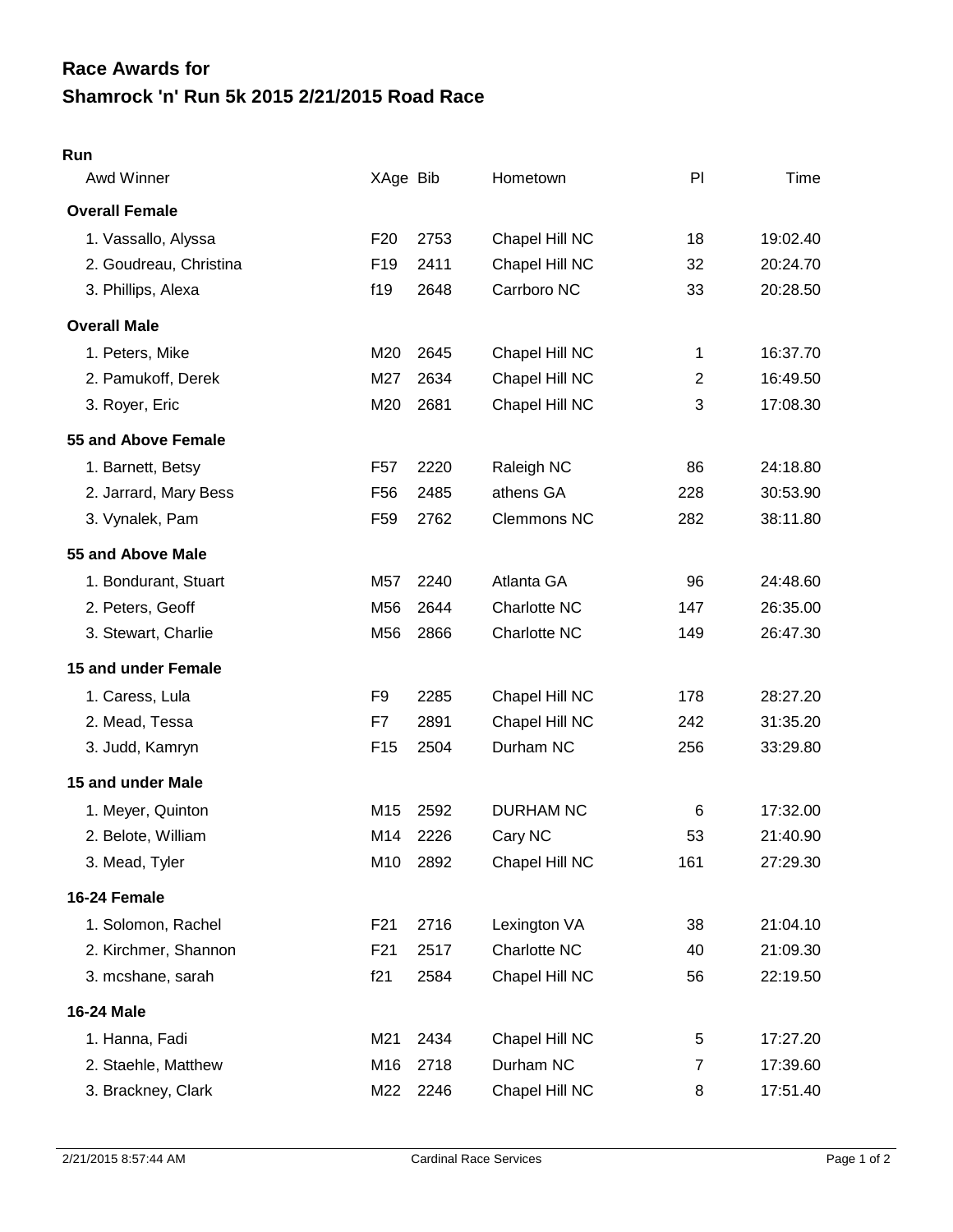# Race Awards for
# Shamrock 'n' Run 5k 2015 2/21/2015 Road Race

**Run**

| Awd Winner | XAge | Bib | Hometown | Pl | Time |
|---|---|---|---|---|---|
| **Overall Female** | | | | | |
| 1. Vassallo, Alyssa | F20 | 2753 | Chapel Hill NC | 18 | 19:02.40 |
| 2. Goudreau, Christina | F19 | 2411 | Chapel Hill NC | 32 | 20:24.70 |
| 3. Phillips, Alexa | f19 | 2648 | Carrboro NC | 33 | 20:28.50 |
| **Overall Male** | | | | | |
| 1. Peters, Mike | M20 | 2645 | Chapel Hill NC | 1 | 16:37.70 |
| 2. Pamukoff, Derek | M27 | 2634 | Chapel Hill NC | 2 | 16:49.50 |
| 3. Royer, Eric | M20 | 2681 | Chapel Hill NC | 3 | 17:08.30 |
| **55 and Above Female** | | | | | |
| 1. Barnett, Betsy | F57 | 2220 | Raleigh NC | 86 | 24:18.80 |
| 2. Jarrard, Mary Bess | F56 | 2485 | athens GA | 228 | 30:53.90 |
| 3. Vynalek, Pam | F59 | 2762 | Clemmons NC | 282 | 38:11.80 |
| **55 and Above Male** | | | | | |
| 1. Bondurant, Stuart | M57 | 2240 | Atlanta GA | 96 | 24:48.60 |
| 2. Peters, Geoff | M56 | 2644 | Charlotte NC | 147 | 26:35.00 |
| 3. Stewart, Charlie | M56 | 2866 | Charlotte NC | 149 | 26:47.30 |
| **15 and under Female** | | | | | |
| 1. Caress, Lula | F9 | 2285 | Chapel Hill NC | 178 | 28:27.20 |
| 2. Mead, Tessa | F7 | 2891 | Chapel Hill NC | 242 | 31:35.20 |
| 3. Judd, Kamryn | F15 | 2504 | Durham NC | 256 | 33:29.80 |
| **15 and under Male** | | | | | |
| 1. Meyer, Quinton | M15 | 2592 | DURHAM NC | 6 | 17:32.00 |
| 2. Belote, William | M14 | 2226 | Cary NC | 53 | 21:40.90 |
| 3. Mead, Tyler | M10 | 2892 | Chapel Hill NC | 161 | 27:29.30 |
| **16-24 Female** | | | | | |
| 1. Solomon, Rachel | F21 | 2716 | Lexington VA | 38 | 21:04.10 |
| 2. Kirchmer, Shannon | F21 | 2517 | Charlotte NC | 40 | 21:09.30 |
| 3. mcshane, sarah | f21 | 2584 | Chapel Hill NC | 56 | 22:19.50 |
| **16-24 Male** | | | | | |
| 1. Hanna, Fadi | M21 | 2434 | Chapel Hill NC | 5 | 17:27.20 |
| 2. Staehle, Matthew | M16 | 2718 | Durham NC | 7 | 17:39.60 |
| 3. Brackney, Clark | M22 | 2246 | Chapel Hill NC | 8 | 17:51.40 |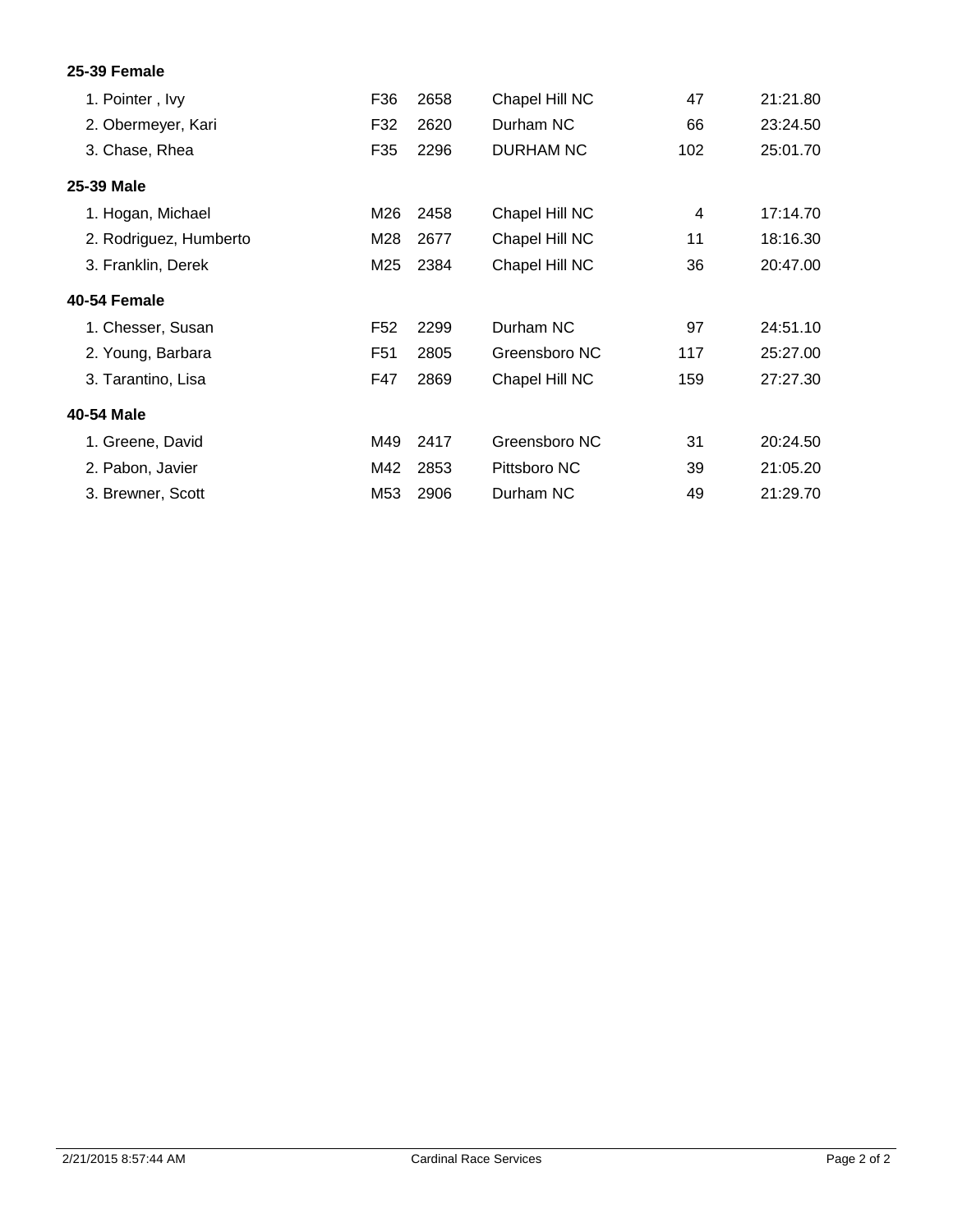**25-39 Female**

| | | | | | |
|---|---|---|---|---|---|
| 1. Pointer , Ivy | F36 | 2658 | Chapel Hill NC | 47 | 21:21.80 |
| 2. Obermeyer, Kari | F32 | 2620 | Durham NC | 66 | 23:24.50 |
| 3. Chase, Rhea | F35 | 2296 | DURHAM NC | 102 | 25:01.70 |

**25-39 Male**

| | | | | | |
|---|---|---|---|---|---|
| 1. Hogan, Michael | M26 | 2458 | Chapel Hill NC | 4 | 17:14.70 |
| 2. Rodriguez, Humberto | M28 | 2677 | Chapel Hill NC | 11 | 18:16.30 |
| 3. Franklin, Derek | M25 | 2384 | Chapel Hill NC | 36 | 20:47.00 |

**40-54 Female**

| | | | | | |
|---|---|---|---|---|---|
| 1. Chesser, Susan | F52 | 2299 | Durham NC | 97 | 24:51.10 |
| 2. Young, Barbara | F51 | 2805 | Greensboro NC | 117 | 25:27.00 |
| 3. Tarantino, Lisa | F47 | 2869 | Chapel Hill NC | 159 | 27:27.30 |

**40-54 Male**

| | | | | | |
|---|---|---|---|---|---|
| 1. Greene, David | M49 | 2417 | Greensboro NC | 31 | 20:24.50 |
| 2. Pabon, Javier | M42 | 2853 | Pittsboro NC | 39 | 21:05.20 |
| 3. Brewner, Scott | M53 | 2906 | Durham NC | 49 | 21:29.70 |

2/21/2015 8:57:44 AM Cardinal Race Services